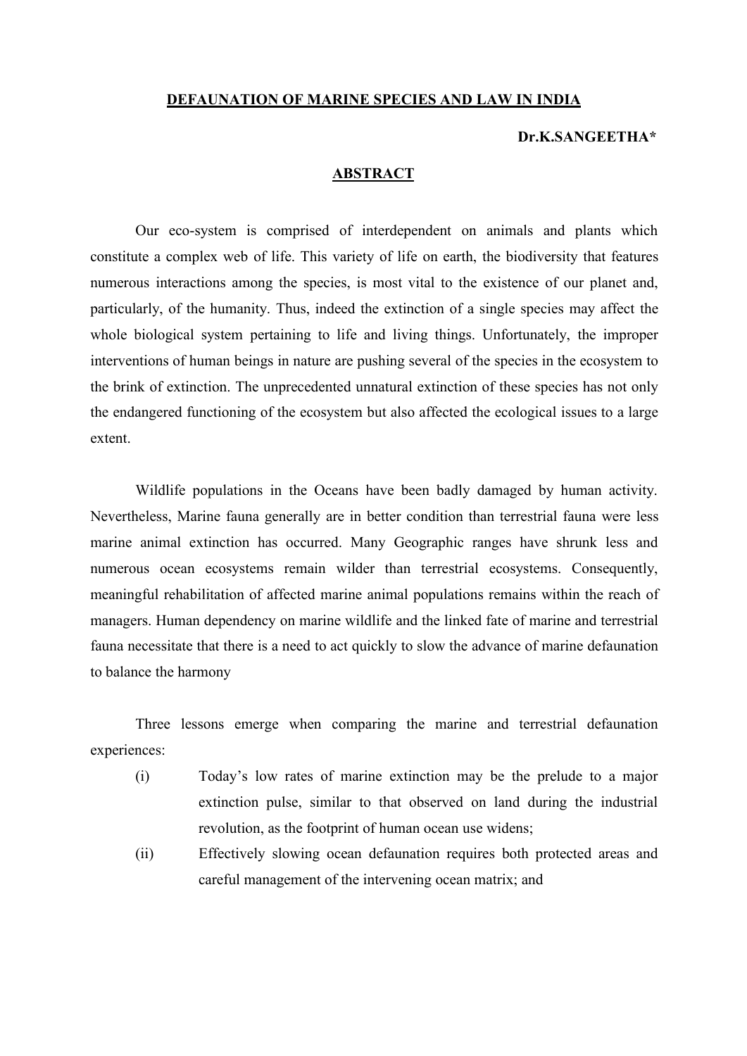# DEFAUNATION OF MARINE SPECIES AND LAW IN INDIA

**Dr.K.SANGEETHA***

## ABSTRACT

Our eco-system is comprised of interdependent on animals and plants which constitute a complex web of life. This variety of life on earth, the biodiversity that features numerous interactions among the species, is most vital to the existence of our planet and, particularly, of the humanity. Thus, indeed the extinction of a single species may affect the whole biological system pertaining to life and living things. Unfortunately, the improper interventions of human beings in nature are pushing several of the species in the ecosystem to the brink of extinction. The unprecedented unnatural extinction of these species has not only the endangered functioning of the ecosystem but also affected the ecological issues to a large extent.

Wildlife populations in the Oceans have been badly damaged by human activity. Nevertheless, Marine fauna generally are in better condition than terrestrial fauna were less marine animal extinction has occurred. Many Geographic ranges have shrunk less and numerous ocean ecosystems remain wilder than terrestrial ecosystems. Consequently, meaningful rehabilitation of affected marine animal populations remains within the reach of managers. Human dependency on marine wildlife and the linked fate of marine and terrestrial fauna necessitate that there is a need to act quickly to slow the advance of marine defaunation to balance the harmony

Three lessons emerge when comparing the marine and terrestrial defaunation experiences:

(i) Today's low rates of marine extinction may be the prelude to a major extinction pulse, similar to that observed on land during the industrial revolution, as the footprint of human ocean use widens;

(ii) Effectively slowing ocean defaunation requires both protected areas and careful management of the intervening ocean matrix; and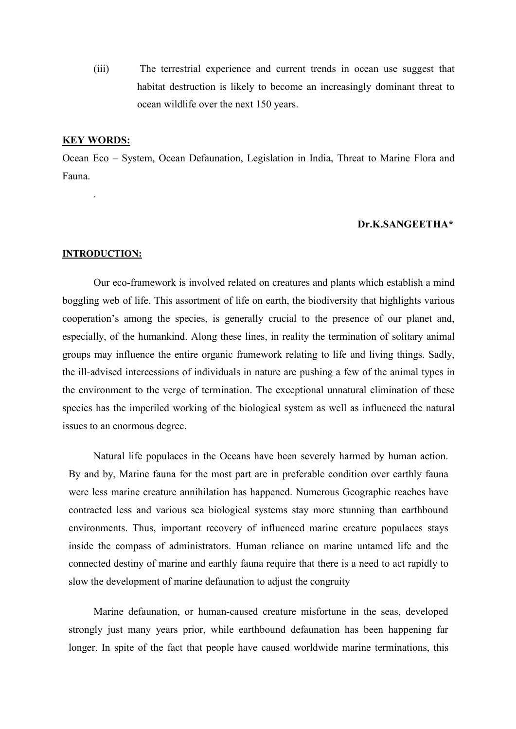(iii) The terrestrial experience and current trends in ocean use suggest that habitat destruction is likely to become an increasingly dominant threat to ocean wildlife over the next 150 years.

**KEY WORDS:**

Ocean Eco – System, Ocean Defaunation, Legislation in India, Threat to Marine Flora and Fauna.

.

**Dr.K.SANGEETHA***

**INTRODUCTION:**

Our eco-framework is involved related on creatures and plants which establish a mind boggling web of life. This assortment of life on earth, the biodiversity that highlights various cooperation's among the species, is generally crucial to the presence of our planet and, especially, of the humankind. Along these lines, in reality the termination of solitary animal groups may influence the entire organic framework relating to life and living things. Sadly, the ill-advised intercessions of individuals in nature are pushing a few of the animal types in the environment to the verge of termination. The exceptional unnatural elimination of these species has the imperiled working of the biological system as well as influenced the natural issues to an enormous degree.

Natural life populaces in the Oceans have been severely harmed by human action. By and by, Marine fauna for the most part are in preferable condition over earthly fauna were less marine creature annihilation has happened. Numerous Geographic reaches have contracted less and various sea biological systems stay more stunning than earthbound environments. Thus, important recovery of influenced marine creature populaces stays inside the compass of administrators. Human reliance on marine untamed life and the connected destiny of marine and earthly fauna require that there is a need to act rapidly to slow the development of marine defaunation to adjust the congruity

Marine defaunation, or human-caused creature misfortune in the seas, developed strongly just many years prior, while earthbound defaunation has been happening far longer. In spite of the fact that people have caused worldwide marine terminations, this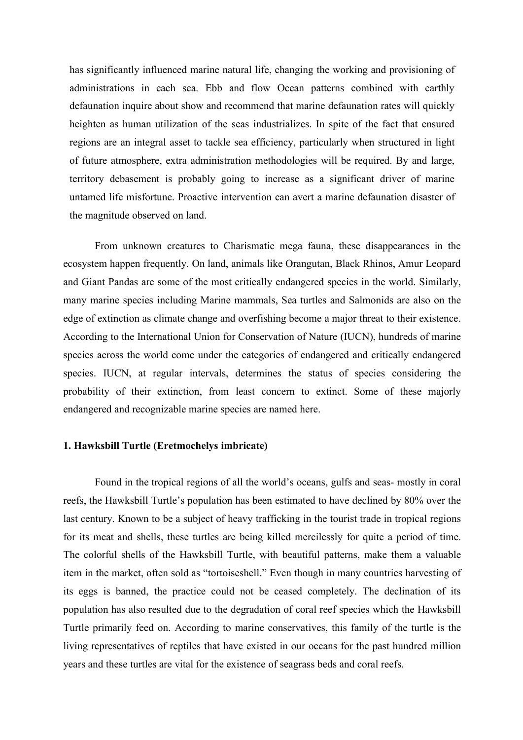has significantly influenced marine natural life, changing the working and provisioning of administrations in each sea. Ebb and flow Ocean patterns combined with earthly defaunation inquire about show and recommend that marine defaunation rates will quickly heighten as human utilization of the seas industrializes. In spite of the fact that ensured regions are an integral asset to tackle sea efficiency, particularly when structured in light of future atmosphere, extra administration methodologies will be required. By and large, territory debasement is probably going to increase as a significant driver of marine untamed life misfortune. Proactive intervention can avert a marine defaunation disaster of the magnitude observed on land.

From unknown creatures to Charismatic mega fauna, these disappearances in the ecosystem happen frequently. On land, animals like Orangutan, Black Rhinos, Amur Leopard and Giant Pandas are some of the most critically endangered species in the world. Similarly, many marine species including Marine mammals, Sea turtles and Salmonids are also on the edge of extinction as climate change and overfishing become a major threat to their existence. According to the International Union for Conservation of Nature (IUCN), hundreds of marine species across the world come under the categories of endangered and critically endangered species. IUCN, at regular intervals, determines the status of species considering the probability of their extinction, from least concern to extinct. Some of these majorly endangered and recognizable marine species are named here.

**1. Hawksbill Turtle (Eretmochelys imbricate)**

Found in the tropical regions of all the world's oceans, gulfs and seas- mostly in coral reefs, the Hawksbill Turtle's population has been estimated to have declined by 80% over the last century. Known to be a subject of heavy trafficking in the tourist trade in tropical regions for its meat and shells, these turtles are being killed mercilessly for quite a period of time. The colorful shells of the Hawksbill Turtle, with beautiful patterns, make them a valuable item in the market, often sold as "tortoiseshell." Even though in many countries harvesting of its eggs is banned, the practice could not be ceased completely. The declination of its population has also resulted due to the degradation of coral reef species which the Hawksbill Turtle primarily feed on. According to marine conservatives, this family of the turtle is the living representatives of reptiles that have existed in our oceans for the past hundred million years and these turtles are vital for the existence of seagrass beds and coral reefs.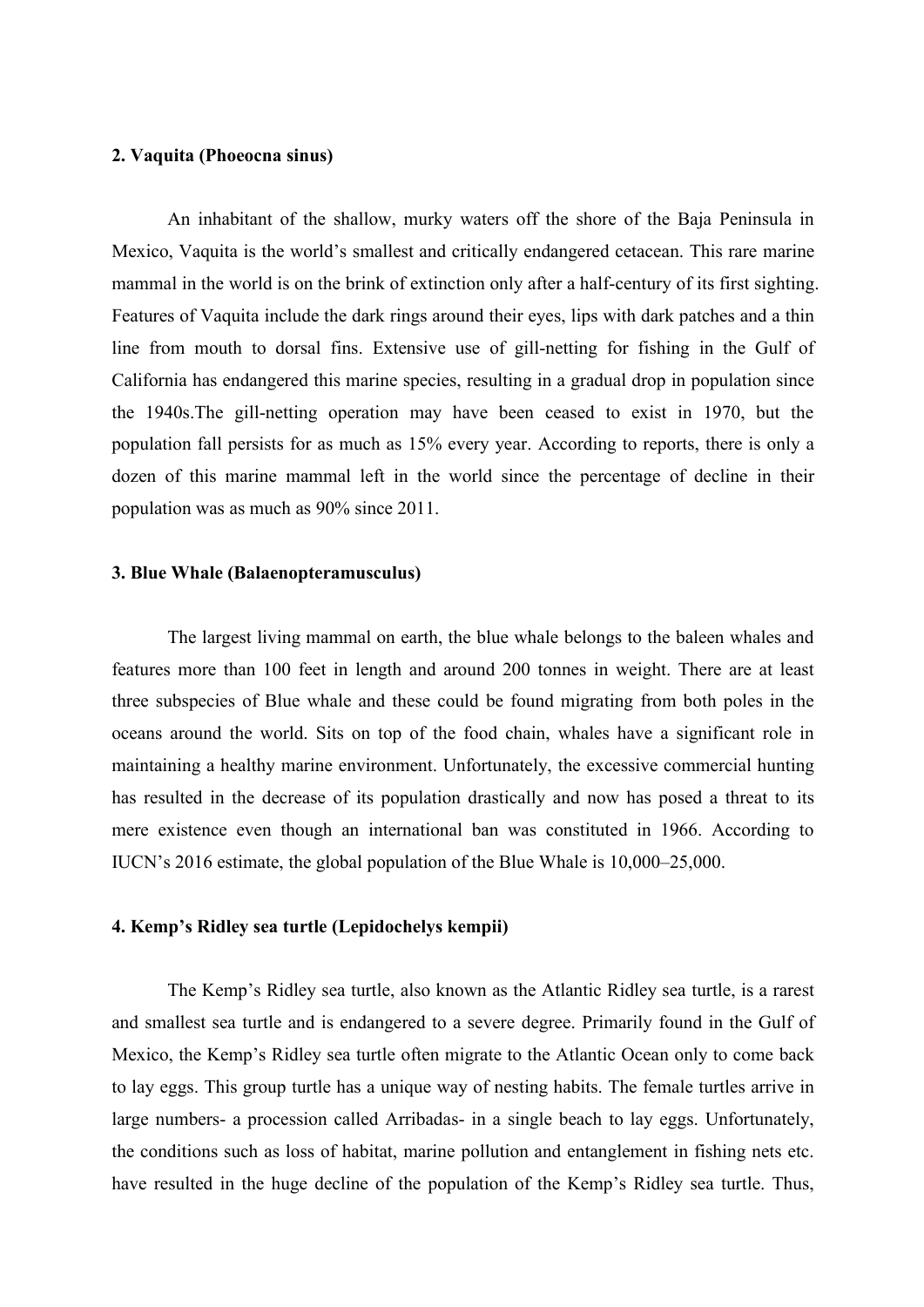**2. Vaquita (Phoeocna sinus)**

An inhabitant of the shallow, murky waters off the shore of the Baja Peninsula in Mexico, Vaquita is the world's smallest and critically endangered cetacean. This rare marine mammal in the world is on the brink of extinction only after a half-century of its first sighting. Features of Vaquita include the dark rings around their eyes, lips with dark patches and a thin line from mouth to dorsal fins. Extensive use of gill-netting for fishing in the Gulf of California has endangered this marine species, resulting in a gradual drop in population since the 1940s.The gill-netting operation may have been ceased to exist in 1970, but the population fall persists for as much as 15% every year. According to reports, there is only a dozen of this marine mammal left in the world since the percentage of decline in their population was as much as 90% since 2011.

**3. Blue Whale (Balaenopteramusculus)**

The largest living mammal on earth, the blue whale belongs to the baleen whales and features more than 100 feet in length and around 200 tonnes in weight. There are at least three subspecies of Blue whale and these could be found migrating from both poles in the oceans around the world. Sits on top of the food chain, whales have a significant role in maintaining a healthy marine environment. Unfortunately, the excessive commercial hunting has resulted in the decrease of its population drastically and now has posed a threat to its mere existence even though an international ban was constituted in 1966. According to IUCN's 2016 estimate, the global population of the Blue Whale is 10,000–25,000.

**4. Kemp's Ridley sea turtle (Lepidochelys kempii)**

The Kemp's Ridley sea turtle, also known as the Atlantic Ridley sea turtle, is a rarest and smallest sea turtle and is endangered to a severe degree. Primarily found in the Gulf of Mexico, the Kemp's Ridley sea turtle often migrate to the Atlantic Ocean only to come back to lay eggs. This group turtle has a unique way of nesting habits. The female turtles arrive in large numbers- a procession called Arribadas- in a single beach to lay eggs. Unfortunately, the conditions such as loss of habitat, marine pollution and entanglement in fishing nets etc. have resulted in the huge decline of the population of the Kemp's Ridley sea turtle. Thus,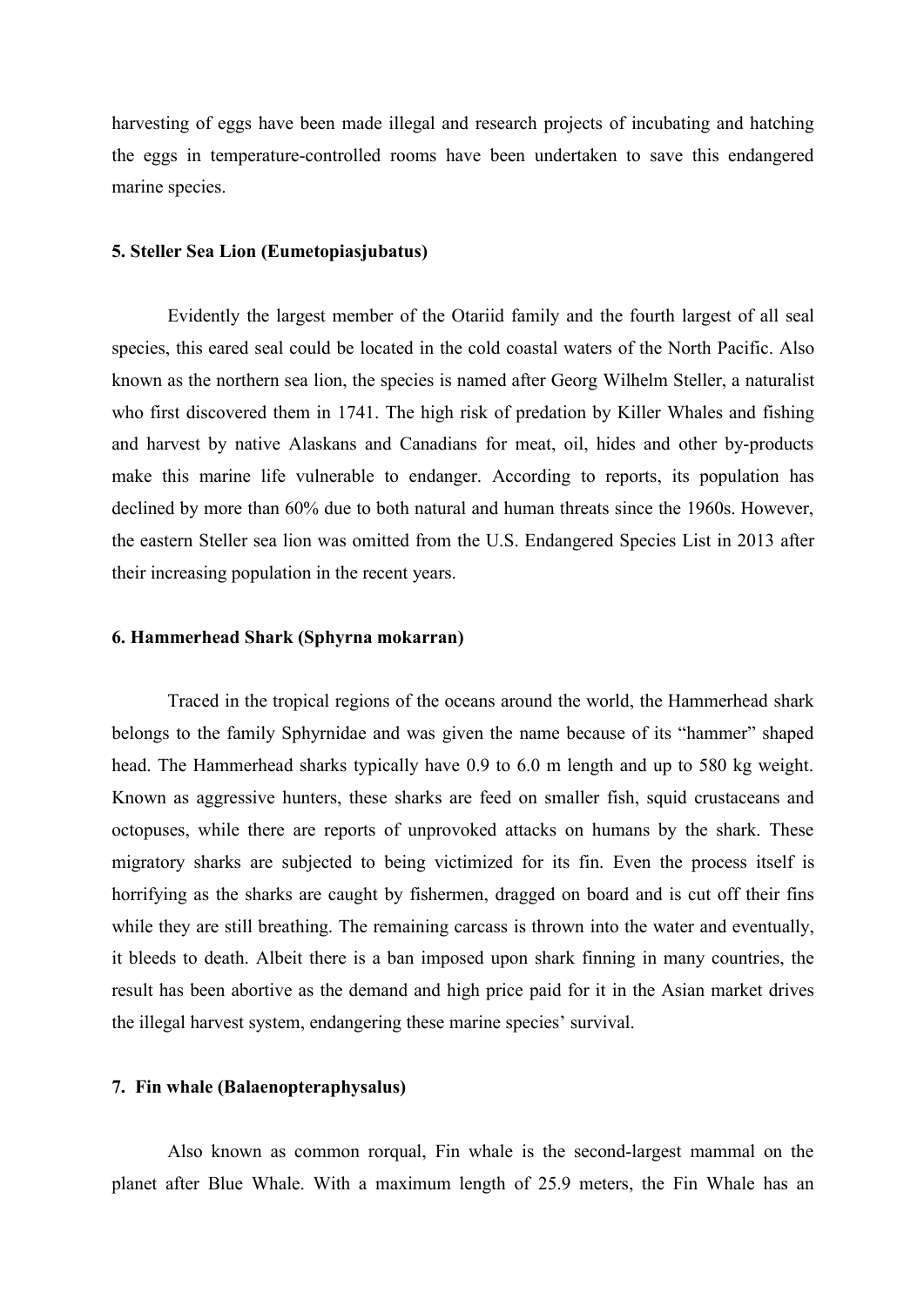harvesting of eggs have been made illegal and research projects of incubating and hatching the eggs in temperature-controlled rooms have been undertaken to save this endangered marine species.

**5. Steller Sea Lion (Eumetopiasjubatus)**

Evidently the largest member of the Otariid family and the fourth largest of all seal species, this eared seal could be located in the cold coastal waters of the North Pacific. Also known as the northern sea lion, the species is named after Georg Wilhelm Steller, a naturalist who first discovered them in 1741. The high risk of predation by Killer Whales and fishing and harvest by native Alaskans and Canadians for meat, oil, hides and other by-products make this marine life vulnerable to endanger. According to reports, its population has declined by more than 60% due to both natural and human threats since the 1960s. However, the eastern Steller sea lion was omitted from the U.S. Endangered Species List in 2013 after their increasing population in the recent years.

**6. Hammerhead Shark (Sphyrna mokarran)**

Traced in the tropical regions of the oceans around the world, the Hammerhead shark belongs to the family Sphyrnidae and was given the name because of its "hammer" shaped head. The Hammerhead sharks typically have 0.9 to 6.0 m length and up to 580 kg weight. Known as aggressive hunters, these sharks are feed on smaller fish, squid crustaceans and octopuses, while there are reports of unprovoked attacks on humans by the shark. These migratory sharks are subjected to being victimized for its fin. Even the process itself is horrifying as the sharks are caught by fishermen, dragged on board and is cut off their fins while they are still breathing. The remaining carcass is thrown into the water and eventually, it bleeds to death. Albeit there is a ban imposed upon shark finning in many countries, the result has been abortive as the demand and high price paid for it in the Asian market drives the illegal harvest system, endangering these marine species' survival.

**7. Fin whale (Balaenopteraphysalus)**

Also known as common rorqual, Fin whale is the second-largest mammal on the planet after Blue Whale. With a maximum length of 25.9 meters, the Fin Whale has an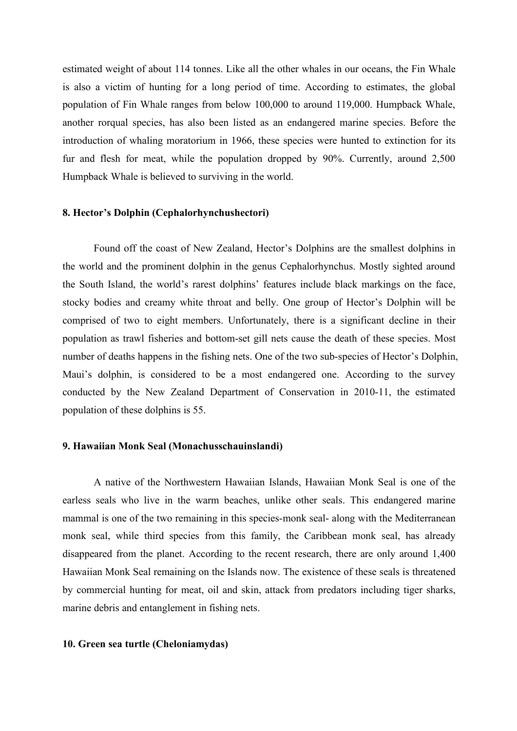estimated weight of about 114 tonnes. Like all the other whales in our oceans, the Fin Whale is also a victim of hunting for a long period of time. According to estimates, the global population of Fin Whale ranges from below 100,000 to around 119,000. Humpback Whale, another rorqual species, has also been listed as an endangered marine species. Before the introduction of whaling moratorium in 1966, these species were hunted to extinction for its fur and flesh for meat, while the population dropped by 90%. Currently, around 2,500 Humpback Whale is believed to surviving in the world.

### 8. Hector's Dolphin (Cephalorhynchushectori)

Found off the coast of New Zealand, Hector's Dolphins are the smallest dolphins in the world and the prominent dolphin in the genus Cephalorhynchus. Mostly sighted around the South Island, the world's rarest dolphins' features include black markings on the face, stocky bodies and creamy white throat and belly. One group of Hector's Dolphin will be comprised of two to eight members. Unfortunately, there is a significant decline in their population as trawl fisheries and bottom-set gill nets cause the death of these species. Most number of deaths happens in the fishing nets. One of the two sub-species of Hector's Dolphin, Maui's dolphin, is considered to be a most endangered one. According to the survey conducted by the New Zealand Department of Conservation in 2010-11, the estimated population of these dolphins is 55.

### 9. Hawaiian Monk Seal (Monachusschauinslandi)

A native of the Northwestern Hawaiian Islands, Hawaiian Monk Seal is one of the earless seals who live in the warm beaches, unlike other seals. This endangered marine mammal is one of the two remaining in this species-monk seal- along with the Mediterranean monk seal, while third species from this family, the Caribbean monk seal, has already disappeared from the planet. According to the recent research, there are only around 1,400 Hawaiian Monk Seal remaining on the Islands now. The existence of these seals is threatened by commercial hunting for meat, oil and skin, attack from predators including tiger sharks, marine debris and entanglement in fishing nets.

### 10. Green sea turtle (Cheloniamydas)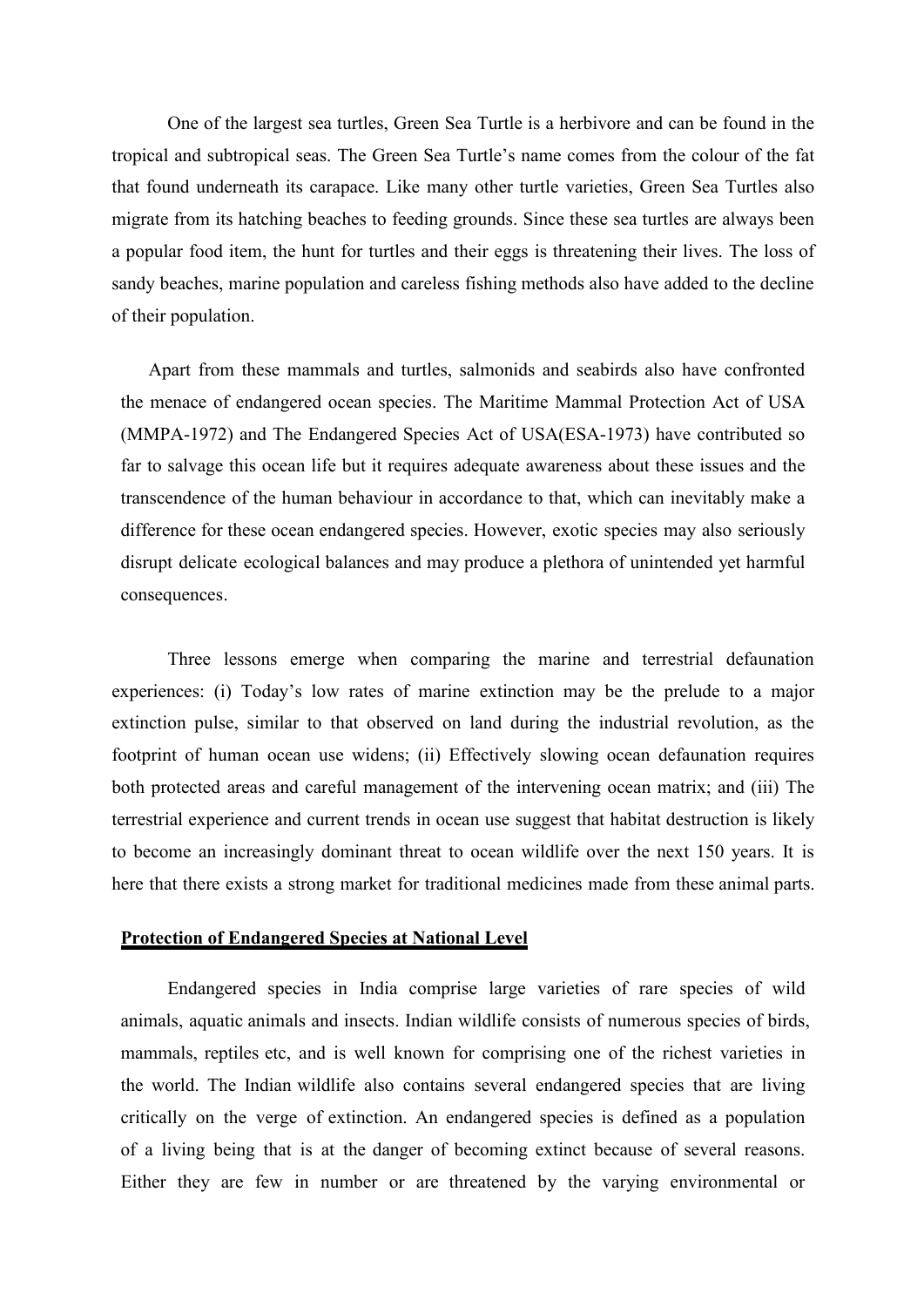One of the largest sea turtles, Green Sea Turtle is a herbivore and can be found in the tropical and subtropical seas. The Green Sea Turtle's name comes from the colour of the fat that found underneath its carapace. Like many other turtle varieties, Green Sea Turtles also migrate from its hatching beaches to feeding grounds. Since these sea turtles are always been a popular food item, the hunt for turtles and their eggs is threatening their lives. The loss of sandy beaches, marine population and careless fishing methods also have added to the decline of their population.

Apart from these mammals and turtles, salmonids and seabirds also have confronted the menace of endangered ocean species. The Maritime Mammal Protection Act of USA (MMPA-1972) and The Endangered Species Act of USA(ESA-1973) have contributed so far to salvage this ocean life but it requires adequate awareness about these issues and the transcendence of the human behaviour in accordance to that, which can inevitably make a difference for these ocean endangered species. However, exotic species may also seriously disrupt delicate ecological balances and may produce a plethora of unintended yet harmful consequences.

Three lessons emerge when comparing the marine and terrestrial defaunation experiences: (i) Today's low rates of marine extinction may be the prelude to a major extinction pulse, similar to that observed on land during the industrial revolution, as the footprint of human ocean use widens; (ii) Effectively slowing ocean defaunation requires both protected areas and careful management of the intervening ocean matrix; and (iii) The terrestrial experience and current trends in ocean use suggest that habitat destruction is likely to become an increasingly dominant threat to ocean wildlife over the next 150 years. It is here that there exists a strong market for traditional medicines made from these animal parts.

## Protection of Endangered Species at National Level

Endangered species in India comprise large varieties of rare species of wild animals, aquatic animals and insects. Indian wildlife consists of numerous species of birds, mammals, reptiles etc, and is well known for comprising one of the richest varieties in the world. The Indian wildlife also contains several endangered species that are living critically on the verge of extinction. An endangered species is defined as a population of a living being that is at the danger of becoming extinct because of several reasons. Either they are few in number or are threatened by the varying environmental or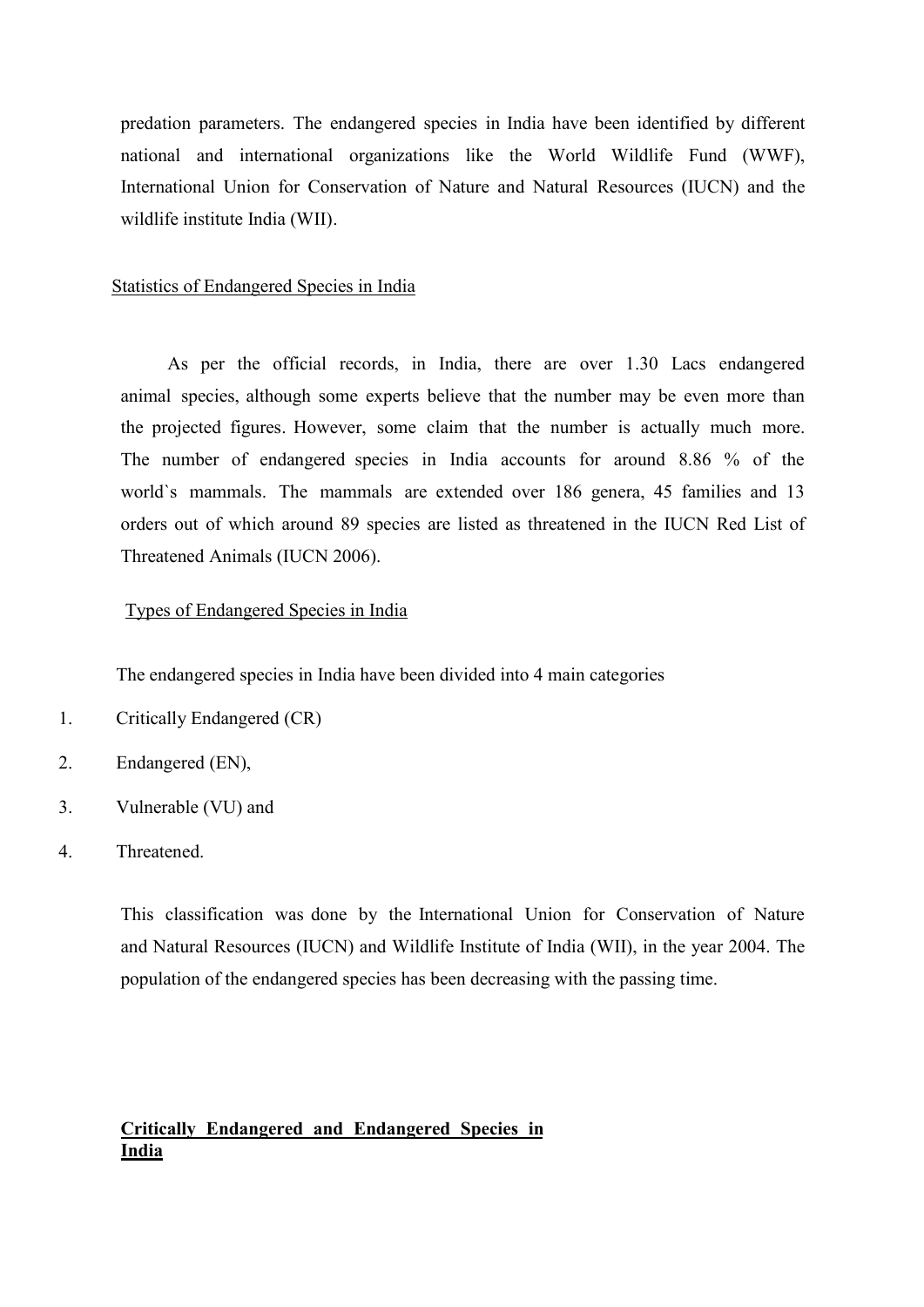predation parameters. The endangered species in India have been identified by different national and international organizations like the World Wildlife Fund (WWF), International Union for Conservation of Nature and Natural Resources (IUCN) and the wildlife institute India (WII).

## Statistics of Endangered Species in India

As per the official records, in India, there are over 1.30 Lacs endangered animal species, although some experts believe that the number may be even more than the projected figures. However, some claim that the number is actually much more. The number of endangered species in India accounts for around 8.86 % of the world`s mammals. The mammals are extended over 186 genera, 45 families and 13 orders out of which around 89 species are listed as threatened in the IUCN Red List of Threatened Animals (IUCN 2006).

## Types of Endangered Species in India

The endangered species in India have been divided into 4 main categories

1. Critically Endangered (CR)
2. Endangered (EN),
3. Vulnerable (VU) and
4. Threatened.

This classification was done by the International Union for Conservation of Nature and Natural Resources (IUCN) and Wildlife Institute of India (WII), in the year 2004. The population of the endangered species has been decreasing with the passing time.

## **Critically Endangered and Endangered Species in India**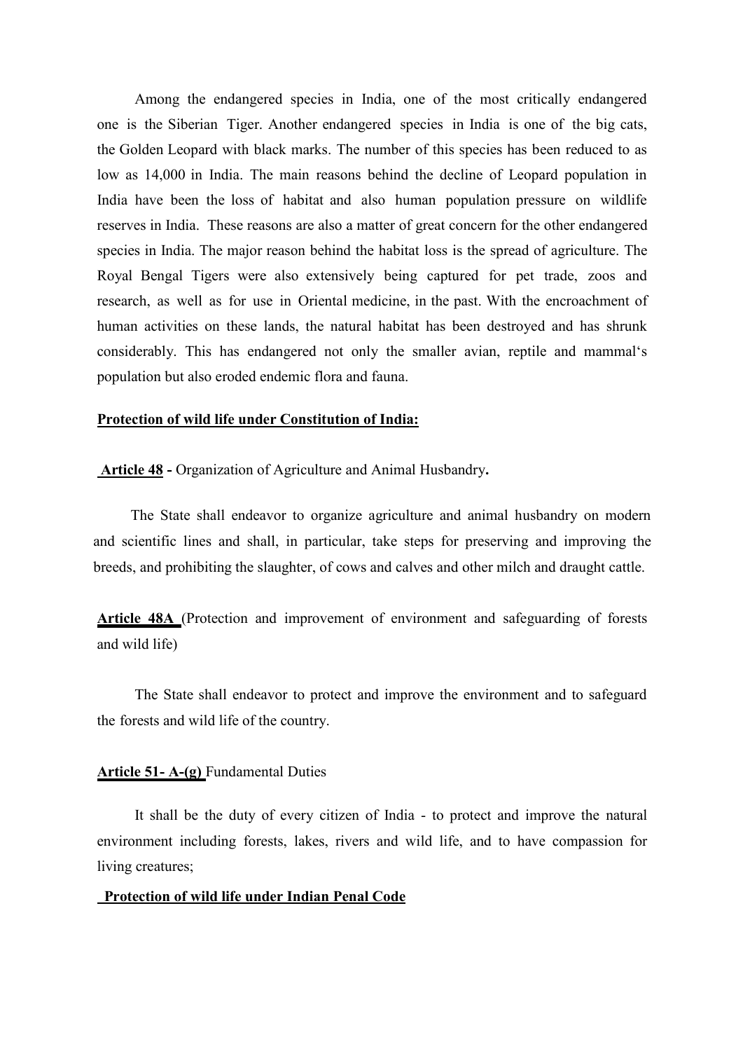Among the endangered species in India, one of the most critically endangered one is the Siberian Tiger. Another endangered species in India is one of the big cats, the Golden Leopard with black marks. The number of this species has been reduced to as low as 14,000 in India. The main reasons behind the decline of Leopard population in India have been the loss of habitat and also human population pressure on wildlife reserves in India. These reasons are also a matter of great concern for the other endangered species in India. The major reason behind the habitat loss is the spread of agriculture. The Royal Bengal Tigers were also extensively being captured for pet trade, zoos and research, as well as for use in Oriental medicine, in the past. With the encroachment of human activities on these lands, the natural habitat has been destroyed and has shrunk considerably. This has endangered not only the smaller avian, reptile and mammal's population but also eroded endemic flora and fauna.

**Protection of wild life under Constitution of India:**

**Article 48 -** Organization of Agriculture and Animal Husbandry**.**

The State shall endeavor to organize agriculture and animal husbandry on modern and scientific lines and shall, in particular, take steps for preserving and improving the breeds, and prohibiting the slaughter, of cows and calves and other milch and draught cattle.

**Article 48A** (Protection and improvement of environment and safeguarding of forests and wild life)

The State shall endeavor to protect and improve the environment and to safeguard the forests and wild life of the country.

**Article 51- A-(g)** Fundamental Duties

It shall be the duty of every citizen of India - to protect and improve the natural environment including forests, lakes, rivers and wild life, and to have compassion for living creatures;

**Protection of wild life under Indian Penal Code**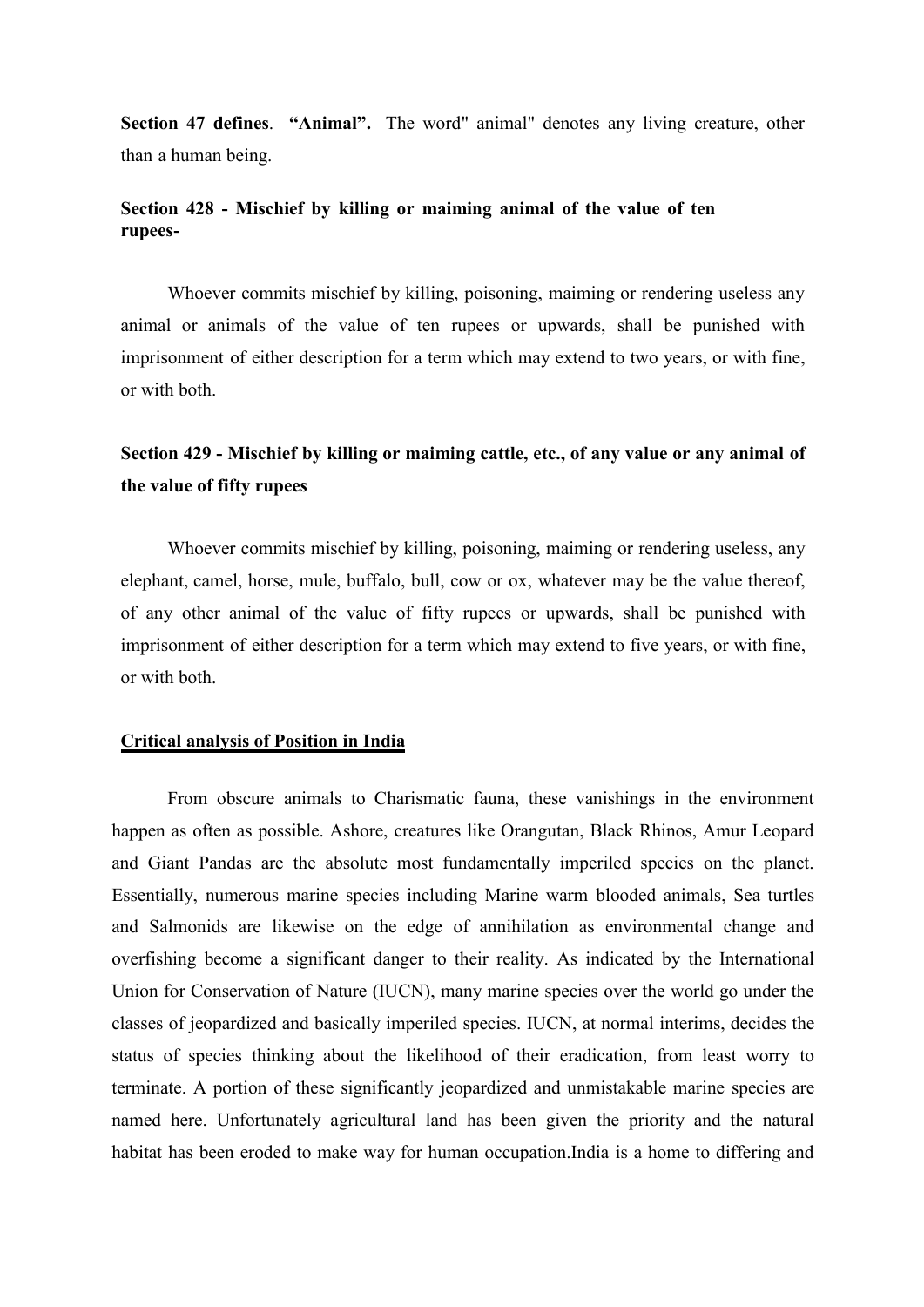**Section 47 defines**. **"Animal".** The word" animal" denotes any living creature, other than a human being.

**Section 428 - Mischief by killing or maiming animal of the value of ten rupees-**

Whoever commits mischief by killing, poisoning, maiming or rendering useless any animal or animals of the value of ten rupees or upwards, shall be punished with imprisonment of either description for a term which may extend to two years, or with fine, or with both.

**Section 429 - Mischief by killing or maiming cattle, etc., of any value or any animal of the value of fifty rupees**

Whoever commits mischief by killing, poisoning, maiming or rendering useless, any elephant, camel, horse, mule, buffalo, bull, cow or ox, whatever may be the value thereof, of any other animal of the value of fifty rupees or upwards, shall be punished with imprisonment of either description for a term which may extend to five years, or with fine, or with both.

**Critical analysis of Position in India**

From obscure animals to Charismatic fauna, these vanishings in the environment happen as often as possible. Ashore, creatures like Orangutan, Black Rhinos, Amur Leopard and Giant Pandas are the absolute most fundamentally imperiled species on the planet. Essentially, numerous marine species including Marine warm blooded animals, Sea turtles and Salmonids are likewise on the edge of annihilation as environmental change and overfishing become a significant danger to their reality. As indicated by the International Union for Conservation of Nature (IUCN), many marine species over the world go under the classes of jeopardized and basically imperiled species. IUCN, at normal interims, decides the status of species thinking about the likelihood of their eradication, from least worry to terminate. A portion of these significantly jeopardized and unmistakable marine species are named here. Unfortunately agricultural land has been given the priority and the natural habitat has been eroded to make way for human occupation.India is a home to differing and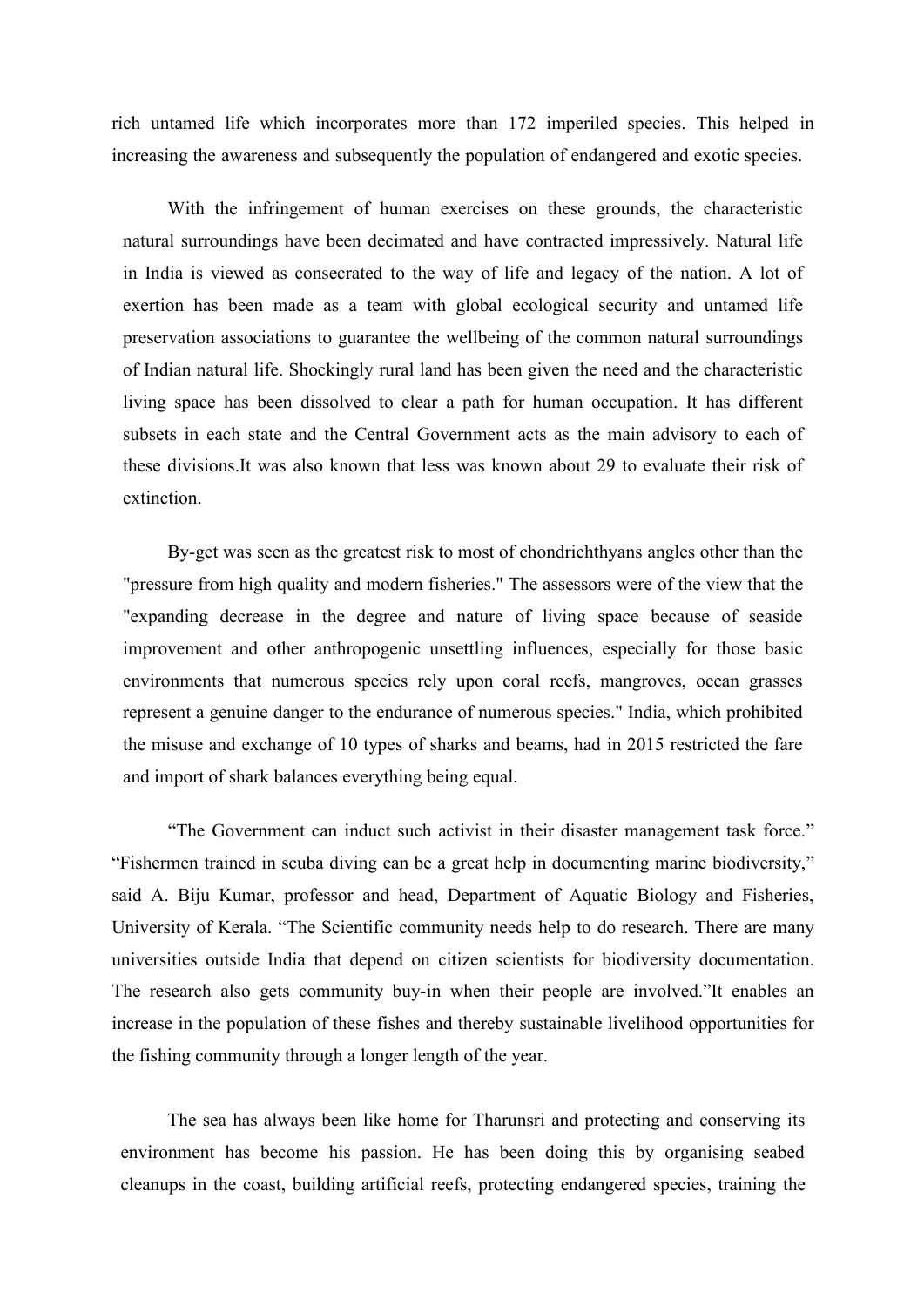rich untamed life which incorporates more than 172 imperiled species. This helped in increasing the awareness and subsequently the population of endangered and exotic species.

With the infringement of human exercises on these grounds, the characteristic natural surroundings have been decimated and have contracted impressively. Natural life in India is viewed as consecrated to the way of life and legacy of the nation. A lot of exertion has been made as a team with global ecological security and untamed life preservation associations to guarantee the wellbeing of the common natural surroundings of Indian natural life. Shockingly rural land has been given the need and the characteristic living space has been dissolved to clear a path for human occupation. It has different subsets in each state and the Central Government acts as the main advisory to each of these divisions.It was also known that less was known about 29 to evaluate their risk of extinction.

By-get was seen as the greatest risk to most of chondrichthyans angles other than the "pressure from high quality and modern fisheries." The assessors were of the view that the "expanding decrease in the degree and nature of living space because of seaside improvement and other anthropogenic unsettling influences, especially for those basic environments that numerous species rely upon coral reefs, mangroves, ocean grasses represent a genuine danger to the endurance of numerous species." India, which prohibited the misuse and exchange of 10 types of sharks and beams, had in 2015 restricted the fare and import of shark balances everything being equal.

“The Government can induct such activist in their disaster management task force.” “Fishermen trained in scuba diving can be a great help in documenting marine biodiversity,” said A. Biju Kumar, professor and head, Department of Aquatic Biology and Fisheries, University of Kerala. “The Scientific community needs help to do research. There are many universities outside India that depend on citizen scientists for biodiversity documentation. The research also gets community buy-in when their people are involved.”It enables an increase in the population of these fishes and thereby sustainable livelihood opportunities for the fishing community through a longer length of the year.

The sea has always been like home for Tharunsri and protecting and conserving its environment has become his passion. He has been doing this by organising seabed cleanups in the coast, building artificial reefs, protecting endangered species, training the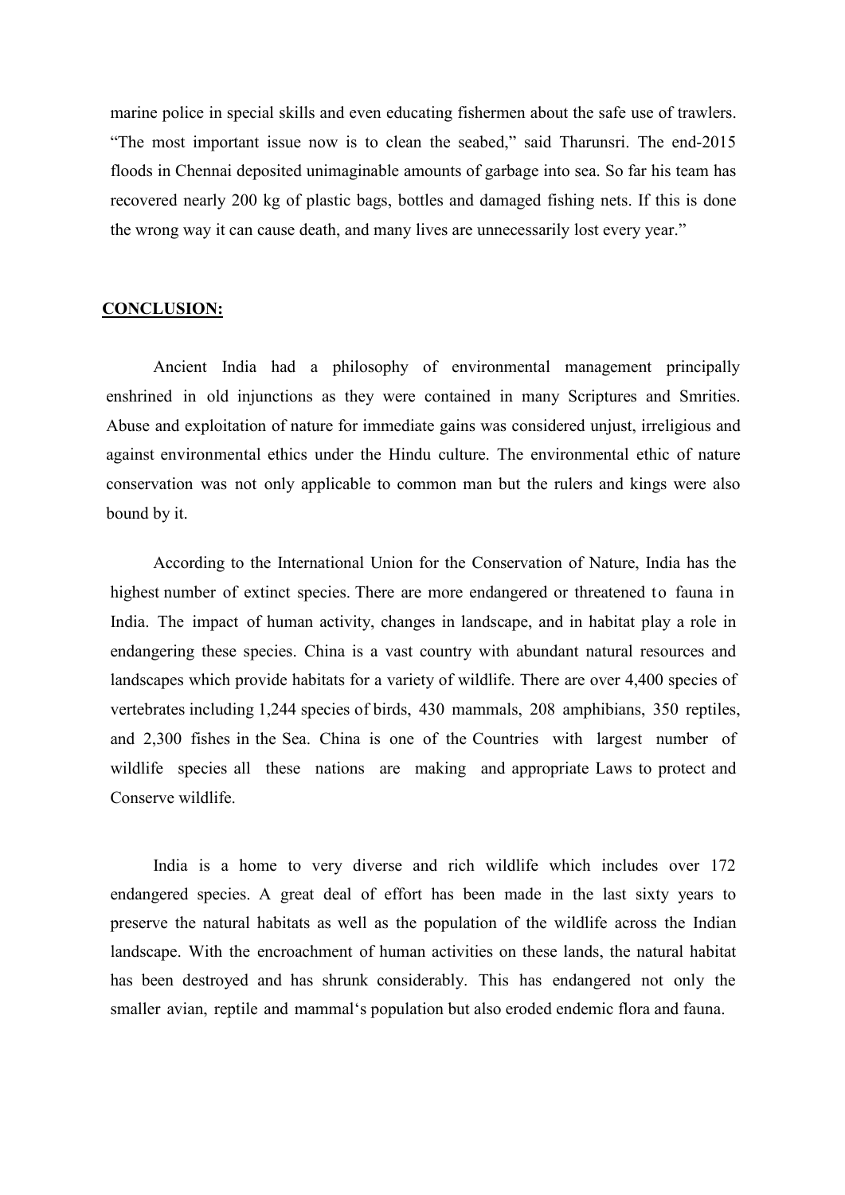marine police in special skills and even educating fishermen about the safe use of trawlers. "The most important issue now is to clean the seabed," said Tharunsri. The end-2015 floods in Chennai deposited unimaginable amounts of garbage into sea. So far his team has recovered nearly 200 kg of plastic bags, bottles and damaged fishing nets. If this is done the wrong way it can cause death, and many lives are unnecessarily lost every year."

## CONCLUSION:

Ancient India had a philosophy of environmental management principally enshrined in old injunctions as they were contained in many Scriptures and Smrities. Abuse and exploitation of nature for immediate gains was considered unjust, irreligious and against environmental ethics under the Hindu culture. The environmental ethic of nature conservation was not only applicable to common man but the rulers and kings were also bound by it.

According to the International Union for the Conservation of Nature, India has the highest number of extinct species. There are more endangered or threatened to fauna in India. The impact of human activity, changes in landscape, and in habitat play a role in endangering these species. China is a vast country with abundant natural resources and landscapes which provide habitats for a variety of wildlife. There are over 4,400 species of vertebrates including 1,244 species of birds, 430 mammals, 208 amphibians, 350 reptiles, and 2,300 fishes in the Sea. China is one of the Countries with largest number of wildlife species all these nations are making and appropriate Laws to protect and Conserve wildlife.

India is a home to very diverse and rich wildlife which includes over 172 endangered species. A great deal of effort has been made in the last sixty years to preserve the natural habitats as well as the population of the wildlife across the Indian landscape. With the encroachment of human activities on these lands, the natural habitat has been destroyed and has shrunk considerably. This has endangered not only the smaller avian, reptile and mammal's population but also eroded endemic flora and fauna.